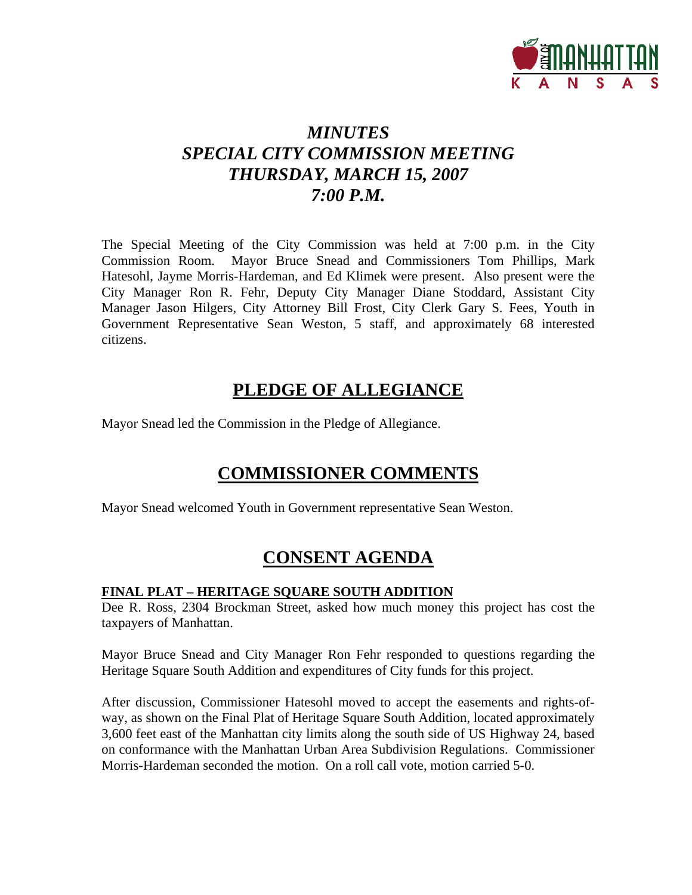# *MINUTES*
# *SPECIAL CITY COMMISSION MEETING*
# *THURSDAY, MARCH 15, 2007*
# *7:00 P.M.*

The Special Meeting of the City Commission was held at 7:00 p.m. in the City Commission Room. Mayor Bruce Snead and Commissioners Tom Phillips, Mark Hatesohl, Jayme Morris-Hardeman, and Ed Klimek were present. Also present were the City Manager Ron R. Fehr, Deputy City Manager Diane Stoddard, Assistant City Manager Jason Hilgers, City Attorney Bill Frost, City Clerk Gary S. Fees, Youth in Government Representative Sean Weston, 5 staff, and approximately 68 interested citizens.

## PLEDGE OF ALLEGIANCE

Mayor Snead led the Commission in the Pledge of Allegiance.

## COMMISSIONER COMMENTS

Mayor Snead welcomed Youth in Government representative Sean Weston.

## CONSENT AGENDA

**FINAL PLAT – HERITAGE SQUARE SOUTH ADDITION**

Dee R. Ross, 2304 Brockman Street, asked how much money this project has cost the taxpayers of Manhattan.

Mayor Bruce Snead and City Manager Ron Fehr responded to questions regarding the Heritage Square South Addition and expenditures of City funds for this project.

After discussion, Commissioner Hatesohl moved to accept the easements and rights-of-way, as shown on the Final Plat of Heritage Square South Addition, located approximately 3,600 feet east of the Manhattan city limits along the south side of US Highway 24, based on conformance with the Manhattan Urban Area Subdivision Regulations. Commissioner Morris-Hardeman seconded the motion. On a roll call vote, motion carried 5-0.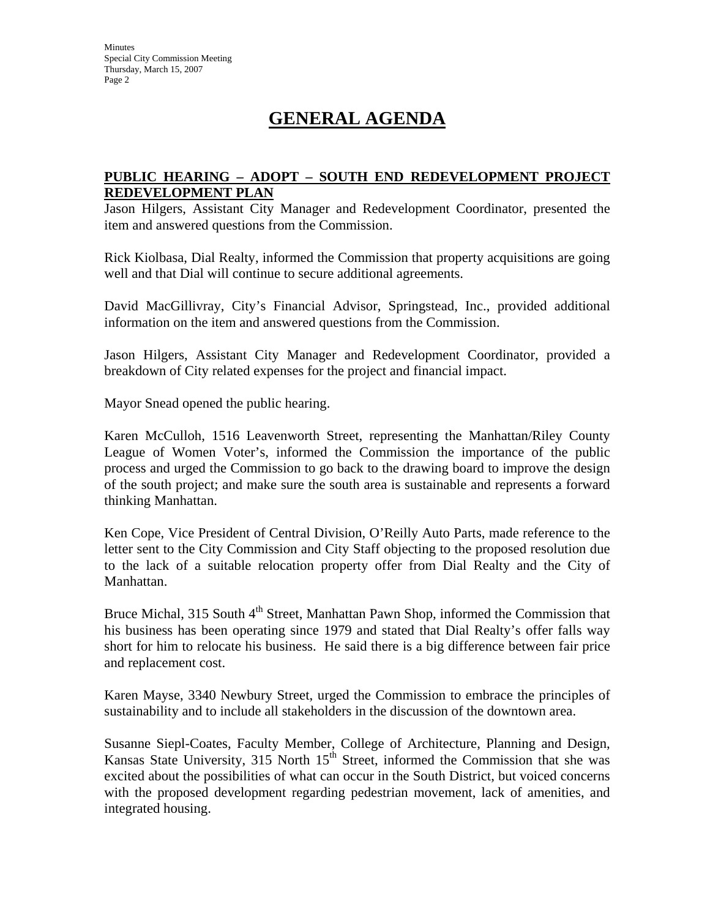# GENERAL AGENDA

**PUBLIC HEARING – ADOPT – SOUTH END REDEVELOPMENT PROJECT REDEVELOPMENT PLAN**

Jason Hilgers, Assistant City Manager and Redevelopment Coordinator, presented the item and answered questions from the Commission.

Rick Kiolbasa, Dial Realty, informed the Commission that property acquisitions are going well and that Dial will continue to secure additional agreements.

David MacGillivray, City's Financial Advisor, Springstead, Inc., provided additional information on the item and answered questions from the Commission.

Jason Hilgers, Assistant City Manager and Redevelopment Coordinator, provided a breakdown of City related expenses for the project and financial impact.

Mayor Snead opened the public hearing.

Karen McCulloh, 1516 Leavenworth Street, representing the Manhattan/Riley County League of Women Voter's, informed the Commission the importance of the public process and urged the Commission to go back to the drawing board to improve the design of the south project; and make sure the south area is sustainable and represents a forward thinking Manhattan.

Ken Cope, Vice President of Central Division, O'Reilly Auto Parts, made reference to the letter sent to the City Commission and City Staff objecting to the proposed resolution due to the lack of a suitable relocation property offer from Dial Realty and the City of Manhattan.

Bruce Michal, 315 South 4th Street, Manhattan Pawn Shop, informed the Commission that his business has been operating since 1979 and stated that Dial Realty's offer falls way short for him to relocate his business. He said there is a big difference between fair price and replacement cost.

Karen Mayse, 3340 Newbury Street, urged the Commission to embrace the principles of sustainability and to include all stakeholders in the discussion of the downtown area.

Susanne Siepl-Coates, Faculty Member, College of Architecture, Planning and Design, Kansas State University, 315 North 15th Street, informed the Commission that she was excited about the possibilities of what can occur in the South District, but voiced concerns with the proposed development regarding pedestrian movement, lack of amenities, and integrated housing.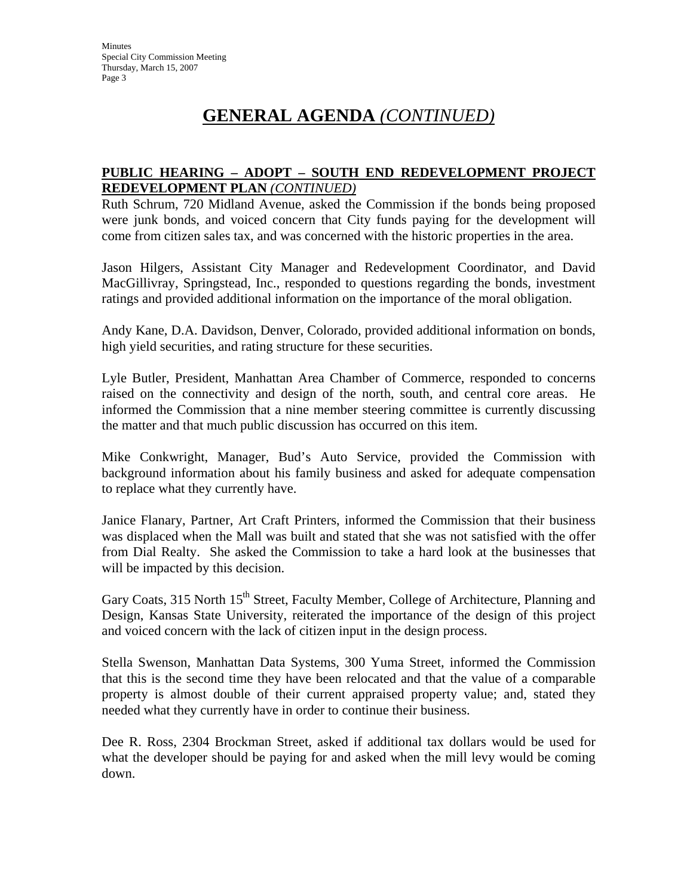# GENERAL AGENDA *(CONTINUED)*

**PUBLIC HEARING – ADOPT – SOUTH END REDEVELOPMENT PROJECT REDEVELOPMENT PLAN** ***(CONTINUED)***

Ruth Schrum, 720 Midland Avenue, asked the Commission if the bonds being proposed were junk bonds, and voiced concern that City funds paying for the development will come from citizen sales tax, and was concerned with the historic properties in the area.

Jason Hilgers, Assistant City Manager and Redevelopment Coordinator, and David MacGillivray, Springstead, Inc., responded to questions regarding the bonds, investment ratings and provided additional information on the importance of the moral obligation.

Andy Kane, D.A. Davidson, Denver, Colorado, provided additional information on bonds, high yield securities, and rating structure for these securities.

Lyle Butler, President, Manhattan Area Chamber of Commerce, responded to concerns raised on the connectivity and design of the north, south, and central core areas. He informed the Commission that a nine member steering committee is currently discussing the matter and that much public discussion has occurred on this item.

Mike Conkwright, Manager, Bud's Auto Service, provided the Commission with background information about his family business and asked for adequate compensation to replace what they currently have.

Janice Flanary, Partner, Art Craft Printers, informed the Commission that their business was displaced when the Mall was built and stated that she was not satisfied with the offer from Dial Realty. She asked the Commission to take a hard look at the businesses that will be impacted by this decision.

Gary Coats, 315 North 15th Street, Faculty Member, College of Architecture, Planning and Design, Kansas State University, reiterated the importance of the design of this project and voiced concern with the lack of citizen input in the design process.

Stella Swenson, Manhattan Data Systems, 300 Yuma Street, informed the Commission that this is the second time they have been relocated and that the value of a comparable property is almost double of their current appraised property value; and, stated they needed what they currently have in order to continue their business.

Dee R. Ross, 2304 Brockman Street, asked if additional tax dollars would be used for what the developer should be paying for and asked when the mill levy would be coming down.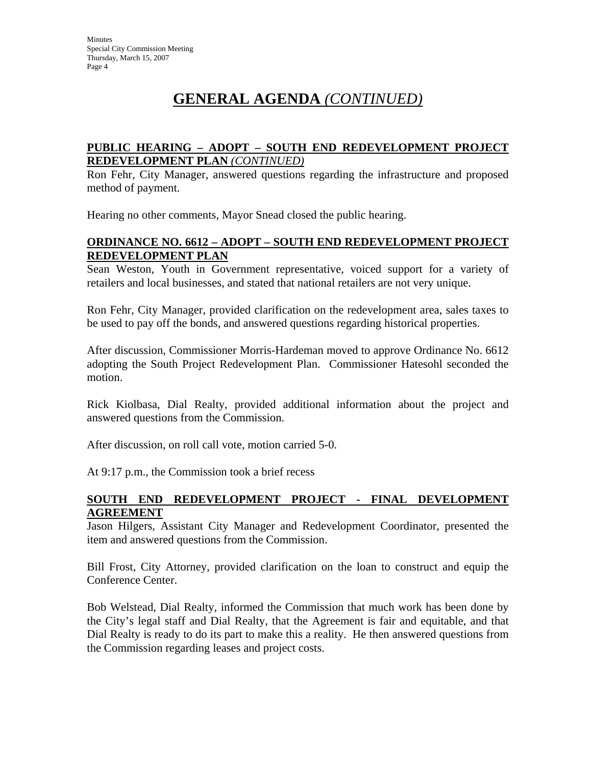# GENERAL AGENDA *(CONTINUED)*

**PUBLIC HEARING – ADOPT – SOUTH END REDEVELOPMENT PROJECT REDEVELOPMENT PLAN** ***(CONTINUED)***

Ron Fehr, City Manager, answered questions regarding the infrastructure and proposed method of payment.

Hearing no other comments, Mayor Snead closed the public hearing.

**ORDINANCE NO. 6612 – ADOPT – SOUTH END REDEVELOPMENT PROJECT REDEVELOPMENT PLAN**

Sean Weston, Youth in Government representative, voiced support for a variety of retailers and local businesses, and stated that national retailers are not very unique.

Ron Fehr, City Manager, provided clarification on the redevelopment area, sales taxes to be used to pay off the bonds, and answered questions regarding historical properties.

After discussion, Commissioner Morris-Hardeman moved to approve Ordinance No. 6612 adopting the South Project Redevelopment Plan. Commissioner Hatesohl seconded the motion.

Rick Kiolbasa, Dial Realty, provided additional information about the project and answered questions from the Commission.

After discussion, on roll call vote, motion carried 5-0.

At 9:17 p.m., the Commission took a brief recess

**SOUTH END REDEVELOPMENT PROJECT - FINAL DEVELOPMENT AGREEMENT**

Jason Hilgers, Assistant City Manager and Redevelopment Coordinator, presented the item and answered questions from the Commission.

Bill Frost, City Attorney, provided clarification on the loan to construct and equip the Conference Center.

Bob Welstead, Dial Realty, informed the Commission that much work has been done by the City's legal staff and Dial Realty, that the Agreement is fair and equitable, and that Dial Realty is ready to do its part to make this a reality. He then answered questions from the Commission regarding leases and project costs.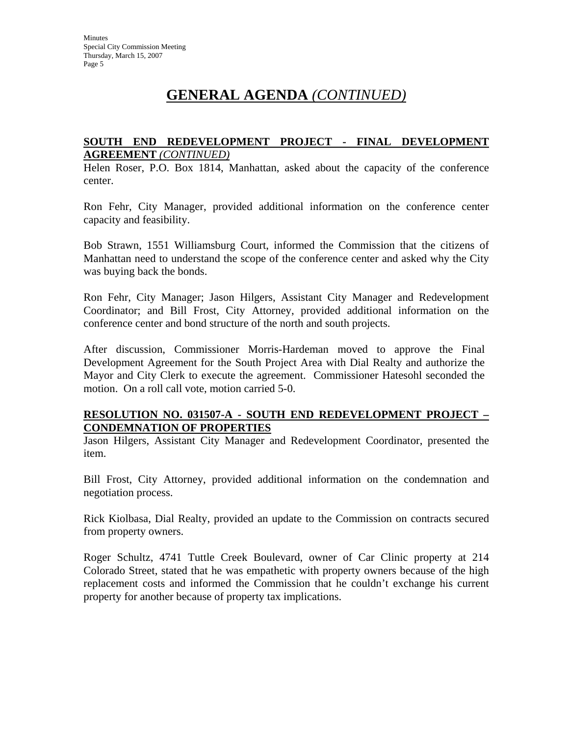# GENERAL AGENDA *(CONTINUED)*

**SOUTH END REDEVELOPMENT PROJECT - FINAL DEVELOPMENT AGREEMENT** ***(CONTINUED)***

Helen Roser, P.O. Box 1814, Manhattan, asked about the capacity of the conference center.

Ron Fehr, City Manager, provided additional information on the conference center capacity and feasibility.

Bob Strawn, 1551 Williamsburg Court, informed the Commission that the citizens of Manhattan need to understand the scope of the conference center and asked why the City was buying back the bonds.

Ron Fehr, City Manager; Jason Hilgers, Assistant City Manager and Redevelopment Coordinator; and Bill Frost, City Attorney, provided additional information on the conference center and bond structure of the north and south projects.

After discussion, Commissioner Morris-Hardeman moved to approve the Final Development Agreement for the South Project Area with Dial Realty and authorize the Mayor and City Clerk to execute the agreement. Commissioner Hatesohl seconded the motion. On a roll call vote, motion carried 5-0.

**RESOLUTION NO. 031507-A - SOUTH END REDEVELOPMENT PROJECT – CONDEMNATION OF PROPERTIES**

Jason Hilgers, Assistant City Manager and Redevelopment Coordinator, presented the item.

Bill Frost, City Attorney, provided additional information on the condemnation and negotiation process.

Rick Kiolbasa, Dial Realty, provided an update to the Commission on contracts secured from property owners.

Roger Schultz, 4741 Tuttle Creek Boulevard, owner of Car Clinic property at 214 Colorado Street, stated that he was empathetic with property owners because of the high replacement costs and informed the Commission that he couldn't exchange his current property for another because of property tax implications.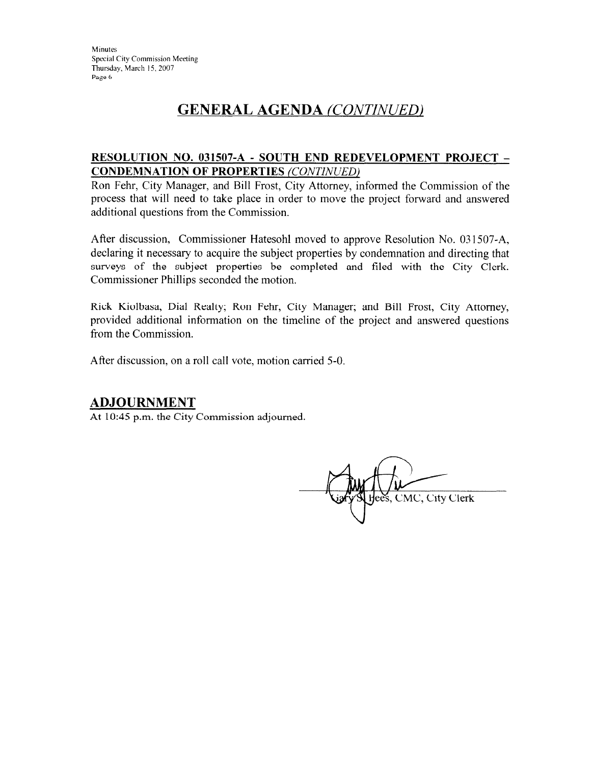# GENERAL AGENDA *(CONTINUED)*

## RESOLUTION NO. 031507-A - SOUTH END REDEVELOPMENT PROJECT – CONDEMNATION OF PROPERTIES *(CONTINUED)*

Ron Fehr, City Manager, and Bill Frost, City Attorney, informed the Commission of the process that will need to take place in order to move the project forward and answered additional questions from the Commission.

After discussion, Commissioner Hatesohl moved to approve Resolution No. 031507-A, declaring it necessary to acquire the subject properties by condemnation and directing that surveys of the subject properties be completed and filed with the City Clerk. Commissioner Phillips seconded the motion.

Rick Kiolbasa, Dial Realty; Ron Fehr, City Manager; and Bill Frost, City Attorney, provided additional information on the timeline of the project and answered questions from the Commission.

After discussion, on a roll call vote, motion carried 5-0.

## ADJOURNMENT

At 10:45 p.m. the City Commission adjourned.

Gary S. Fees, CMC, City Clerk